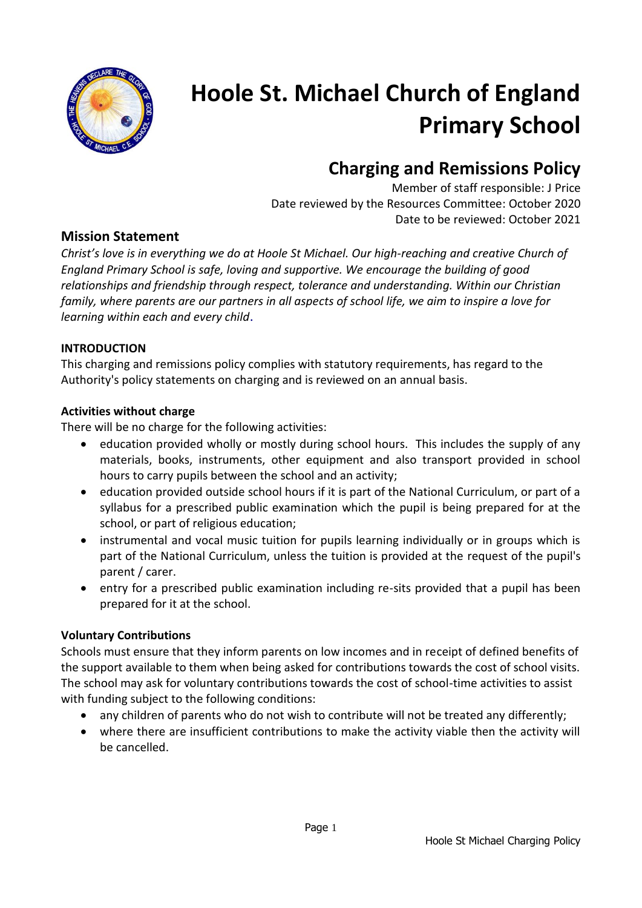# Hoole St. Michael Church of England Primary School

## Charging and Remissions Policy

Member of staff responsible: J Price
Date reviewed by the Resources Committee: October 2020
Date to be reviewed: October 2021

### Mission Statement

*Christ's love is in everything we do at Hoole St Michael. Our high-reaching and creative Church of England Primary School is safe, loving and supportive. We encourage the building of good relationships and friendship through respect, tolerance and understanding. Within our Christian family, where parents are our partners in all aspects of school life, we aim to inspire a love for learning within each and every child*.

**INTRODUCTION**

This charging and remissions policy complies with statutory requirements, has regard to the Authority's policy statements on charging and is reviewed on an annual basis.

**Activities without charge**

There will be no charge for the following activities:

- education provided wholly or mostly during school hours. This includes the supply of any materials, books, instruments, other equipment and also transport provided in school hours to carry pupils between the school and an activity;
- education provided outside school hours if it is part of the National Curriculum, or part of a syllabus for a prescribed public examination which the pupil is being prepared for at the school, or part of religious education;
- instrumental and vocal music tuition for pupils learning individually or in groups which is part of the National Curriculum, unless the tuition is provided at the request of the pupil's parent / carer.
- entry for a prescribed public examination including re-sits provided that a pupil has been prepared for it at the school.

**Voluntary Contributions**

Schools must ensure that they inform parents on low incomes and in receipt of defined benefits of the support available to them when being asked for contributions towards the cost of school visits. The school may ask for voluntary contributions towards the cost of school-time activities to assist with funding subject to the following conditions:

- any children of parents who do not wish to contribute will not be treated any differently;
- where there are insufficient contributions to make the activity viable then the activity will be cancelled.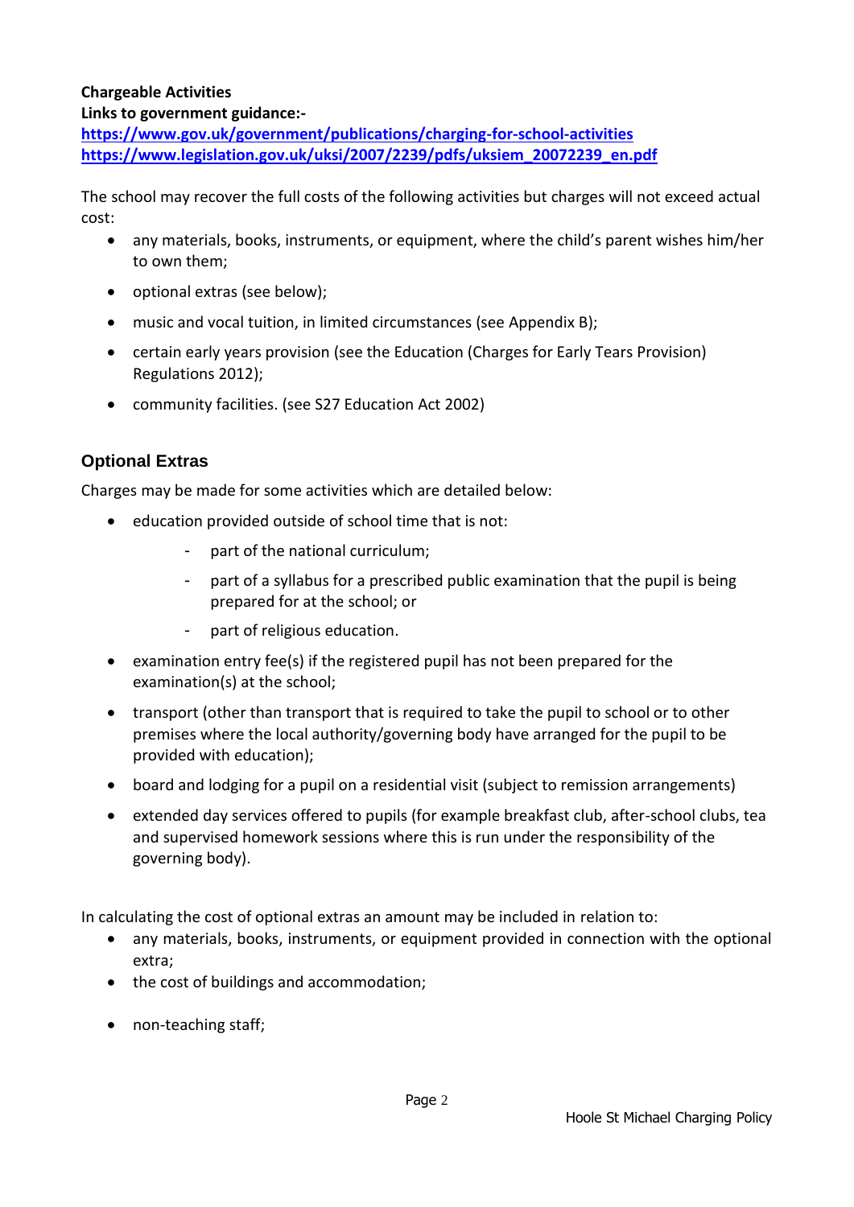**Chargeable Activities**

**Links to government guidance:-**

**https://www.gov.uk/government/publications/charging-for-school-activities**
**https://www.legislation.gov.uk/uksi/2007/2239/pdfs/uksiem_20072239_en.pdf**

The school may recover the full costs of the following activities but charges will not exceed actual cost:

- any materials, books, instruments, or equipment, where the child's parent wishes him/her to own them;
- optional extras (see below);
- music and vocal tuition, in limited circumstances (see Appendix B);
- certain early years provision (see the Education (Charges for Early Tears Provision) Regulations 2012);
- community facilities. (see S27 Education Act 2002)

## Optional Extras

Charges may be made for some activities which are detailed below:

- education provided outside of school time that is not:
  - part of the national curriculum;
  - part of a syllabus for a prescribed public examination that the pupil is being prepared for at the school; or
  - part of religious education.
- examination entry fee(s) if the registered pupil has not been prepared for the examination(s) at the school;
- transport (other than transport that is required to take the pupil to school or to other premises where the local authority/governing body have arranged for the pupil to be provided with education);
- board and lodging for a pupil on a residential visit (subject to remission arrangements)
- extended day services offered to pupils (for example breakfast club, after-school clubs, tea and supervised homework sessions where this is run under the responsibility of the governing body).

In calculating the cost of optional extras an amount may be included in relation to:

- any materials, books, instruments, or equipment provided in connection with the optional extra;
- the cost of buildings and accommodation;
- non-teaching staff;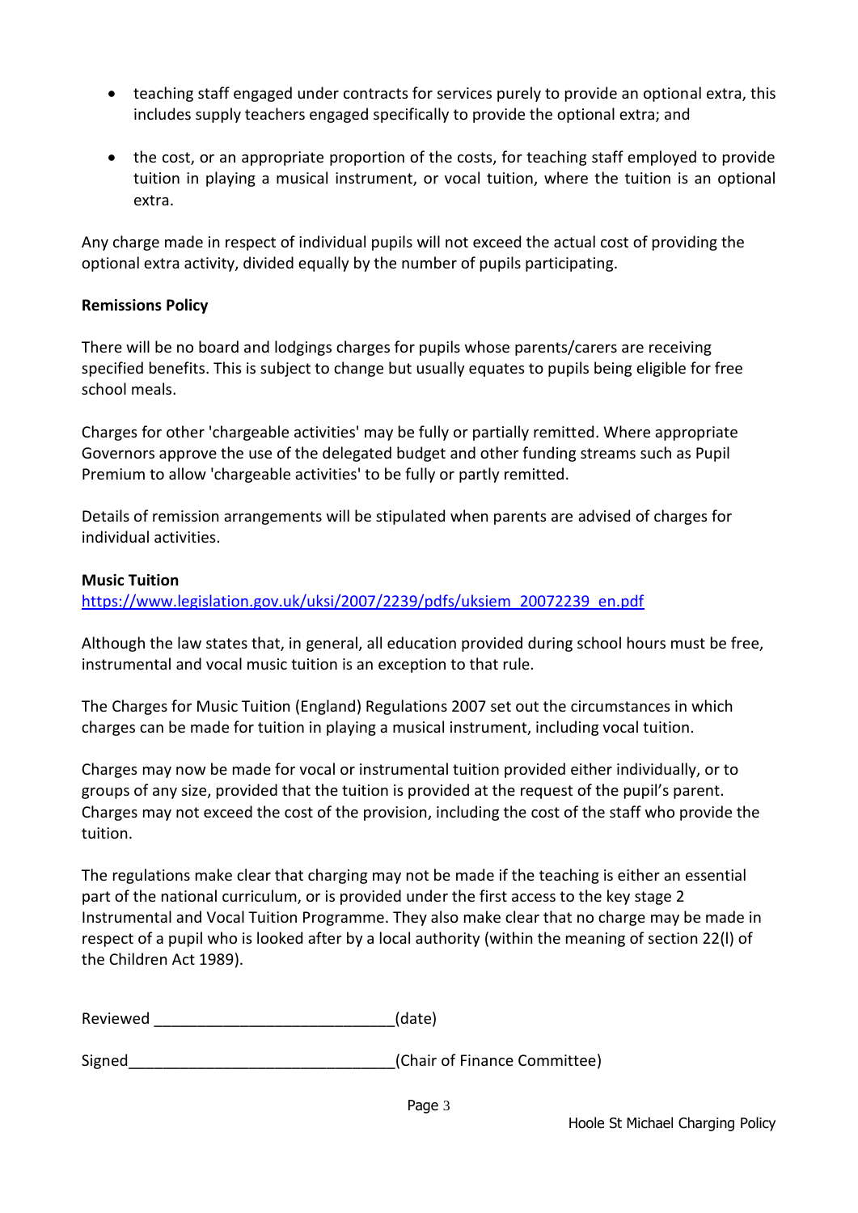- teaching staff engaged under contracts for services purely to provide an optional extra, this includes supply teachers engaged specifically to provide the optional extra; and
- the cost, or an appropriate proportion of the costs, for teaching staff employed to provide tuition in playing a musical instrument, or vocal tuition, where the tuition is an optional extra.

Any charge made in respect of individual pupils will not exceed the actual cost of providing the optional extra activity, divided equally by the number of pupils participating.

**Remissions Policy**

There will be no board and lodgings charges for pupils whose parents/carers are receiving specified benefits. This is subject to change but usually equates to pupils being eligible for free school meals.

Charges for other 'chargeable activities' may be fully or partially remitted. Where appropriate Governors approve the use of the delegated budget and other funding streams such as Pupil Premium to allow 'chargeable activities' to be fully or partly remitted.

Details of remission arrangements will be stipulated when parents are advised of charges for individual activities.

**Music Tuition**
[https://www.legislation.gov.uk/uksi/2007/2239/pdfs/uksiem_20072239_en.pdf](https://www.legislation.gov.uk/uksi/2007/2239/pdfs/uksiem_20072239_en.pdf)

Although the law states that, in general, all education provided during school hours must be free, instrumental and vocal music tuition is an exception to that rule.

The Charges for Music Tuition (England) Regulations 2007 set out the circumstances in which charges can be made for tuition in playing a musical instrument, including vocal tuition.

Charges may now be made for vocal or instrumental tuition provided either individually, or to groups of any size, provided that the tuition is provided at the request of the pupil's parent. Charges may not exceed the cost of the provision, including the cost of the staff who provide the tuition.

The regulations make clear that charging may not be made if the teaching is either an essential part of the national curriculum, or is provided under the first access to the key stage 2 Instrumental and Vocal Tuition Programme. They also make clear that no charge may be made in respect of a pupil who is looked after by a local authority (within the meaning of section 22(l) of the Children Act 1989).

Reviewed ____________________________(date)

Signed_______________________________(Chair of Finance Committee)